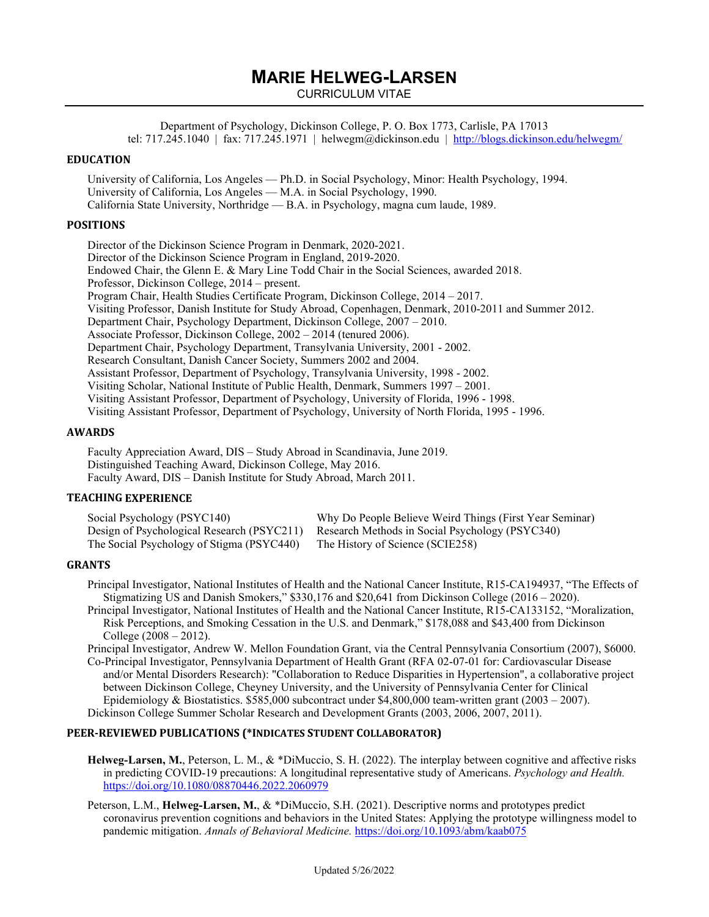# MARIE HELWEG-LARSEN

CURRICULUM VITAE

Department of Psychology, Dickinson College, P. O. Box 1773, Carlisle, PA 17013
tel: 717.245.1040 | fax: 717.245.1971 | helwegm@dickinson.edu | http://blogs.dickinson.edu/helwegm/

## EDUCATION

University of California, Los Angeles — Ph.D. in Social Psychology, Minor: Health Psychology, 1994.
University of California, Los Angeles — M.A. in Social Psychology, 1990.
California State University, Northridge — B.A. in Psychology, magna cum laude, 1989.

## POSITIONS

Director of the Dickinson Science Program in Denmark, 2020-2021.
Director of the Dickinson Science Program in England, 2019-2020.
Endowed Chair, the Glenn E. & Mary Line Todd Chair in the Social Sciences, awarded 2018.
Professor, Dickinson College, 2014 – present.
Program Chair, Health Studies Certificate Program, Dickinson College, 2014 – 2017.
Visiting Professor, Danish Institute for Study Abroad, Copenhagen, Denmark, 2010-2011 and Summer 2012.
Department Chair, Psychology Department, Dickinson College, 2007 – 2010.
Associate Professor, Dickinson College, 2002 – 2014 (tenured 2006).
Department Chair, Psychology Department, Transylvania University, 2001 - 2002.
Research Consultant, Danish Cancer Society, Summers 2002 and 2004.
Assistant Professor, Department of Psychology, Transylvania University, 1998 - 2002.
Visiting Scholar, National Institute of Public Health, Denmark, Summers 1997 – 2001.
Visiting Assistant Professor, Department of Psychology, University of Florida, 1996 - 1998.
Visiting Assistant Professor, Department of Psychology, University of North Florida, 1995 - 1996.

## AWARDS

Faculty Appreciation Award, DIS – Study Abroad in Scandinavia, June 2019.
Distinguished Teaching Award, Dickinson College, May 2016.
Faculty Award, DIS – Danish Institute for Study Abroad, March 2011.

## TEACHING EXPERIENCE

Social Psychology (PSYC140)
Design of Psychological Research (PSYC211)
The Social Psychology of Stigma (PSYC440)
Why Do People Believe Weird Things (First Year Seminar)
Research Methods in Social Psychology (PSYC340)
The History of Science (SCIE258)

## GRANTS

Principal Investigator, National Institutes of Health and the National Cancer Institute, R15-CA194937, "The Effects of Stigmatizing US and Danish Smokers," $330,176 and $20,641 from Dickinson College (2016 – 2020).

Principal Investigator, National Institutes of Health and the National Cancer Institute, R15-CA133152, "Moralization, Risk Perceptions, and Smoking Cessation in the U.S. and Denmark," $178,088 and $43,400 from Dickinson College (2008 – 2012).

Principal Investigator, Andrew W. Mellon Foundation Grant, via the Central Pennsylvania Consortium (2007), $6000.

Co-Principal Investigator, Pennsylvania Department of Health Grant (RFA 02-07-01 for: Cardiovascular Disease and/or Mental Disorders Research): "Collaboration to Reduce Disparities in Hypertension", a collaborative project between Dickinson College, Cheyney University, and the University of Pennsylvania Center for Clinical Epidemiology & Biostatistics. $585,000 subcontract under $4,800,000 team-written grant (2003 – 2007).

Dickinson College Summer Scholar Research and Development Grants (2003, 2006, 2007, 2011).

## PEER-REVIEWED PUBLICATIONS (*INDICATES STUDENT COLLABORATOR)

**Helweg-Larsen, M.**, Peterson, L. M., & *DiMuccio, S. H. (2022). The interplay between cognitive and affective risks in predicting COVID-19 precautions: A longitudinal representative study of Americans. *Psychology and Health.* https://doi.org/10.1080/08870446.2022.2060979

Peterson, L.M., **Helweg-Larsen, M.**, & *DiMuccio, S.H. (2021). Descriptive norms and prototypes predict coronavirus prevention cognitions and behaviors in the United States: Applying the prototype willingness model to pandemic mitigation. *Annals of Behavioral Medicine.* https://doi.org/10.1093/abm/kaab075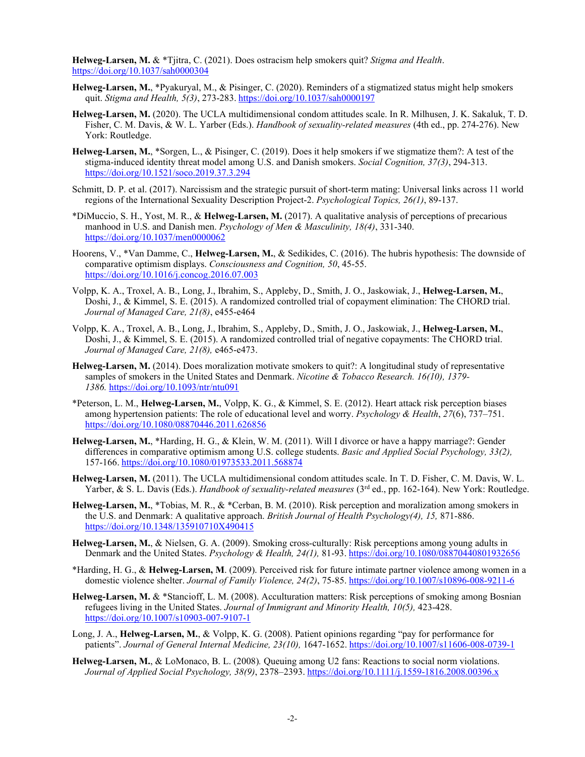**Helweg-Larsen, M.** & *Tjitra, C. (2021). Does ostracism help smokers quit? *Stigma and Health*. https://doi.org/10.1037/sah0000304

**Helweg-Larsen, M.**, *Pyakuryal, M., & Pisinger, C. (2020). Reminders of a stigmatized status might help smokers quit. *Stigma and Health, 5(3)*, 273-283. https://doi.org/10.1037/sah0000197

**Helweg-Larsen, M.** (2020). The UCLA multidimensional condom attitudes scale. In R. Milhusen, J. K. Sakaluk, T. D. Fisher, C. M. Davis, & W. L. Yarber (Eds.). *Handbook of sexuality-related measures* (4th ed., pp. 274-276). New York: Routledge.

**Helweg-Larsen, M.**, *Sorgen, L., & Pisinger, C. (2019). Does it help smokers if we stigmatize them?: A test of the stigma-induced identity threat model among U.S. and Danish smokers. *Social Cognition, 37(3)*, 294-313. https://doi.org/10.1521/soco.2019.37.3.294

Schmitt, D. P. et al. (2017). Narcissism and the strategic pursuit of short-term mating: Universal links across 11 world regions of the International Sexuality Description Project-2. *Psychological Topics, 26(1)*, 89-137.

*DiMuccio, S. H., Yost, M. R., & **Helweg-Larsen, M.** (2017). A qualitative analysis of perceptions of precarious manhood in U.S. and Danish men. *Psychology of Men & Masculinity, 18(4)*, 331-340. https://doi.org/10.1037/men0000062

Hoorens, V., *Van Damme, C., **Helweg-Larsen, M.**, & Sedikides, C. (2016). The hubris hypothesis: The downside of comparative optimism displays. *Consciousness and Cognition, 50*, 45-55. https://doi.org/10.1016/j.concog.2016.07.003

Volpp, K. A., Troxel, A. B., Long, J., Ibrahim, S., Appleby, D., Smith, J. O., Jaskowiak, J., **Helweg-Larsen, M.**, Doshi, J., & Kimmel, S. E. (2015). A randomized controlled trial of copayment elimination: The CHORD trial. *Journal of Managed Care, 21(8)*, e455-e464

Volpp, K. A., Troxel, A. B., Long, J., Ibrahim, S., Appleby, D., Smith, J. O., Jaskowiak, J., **Helweg-Larsen, M.**, Doshi, J., & Kimmel, S. E. (2015). A randomized controlled trial of negative copayments: The CHORD trial. *Journal of Managed Care, 21(8),* e465-e473.

**Helweg-Larsen, M.** (2014). Does moralization motivate smokers to quit?: A longitudinal study of representative samples of smokers in the United States and Denmark. *Nicotine & Tobacco Research. 16(10), 1379-1386.* https://doi.org/10.1093/ntr/ntu091

*Peterson, L. M., **Helweg-Larsen, M.**, Volpp, K. G., & Kimmel, S. E. (2012). Heart attack risk perception biases among hypertension patients: The role of educational level and worry. *Psychology & Health*, *27*(6), 737–751. https://doi.org/10.1080/08870446.2011.626856

**Helweg-Larsen, M.**, *Harding, H. G., & Klein, W. M. (2011). Will I divorce or have a happy marriage?: Gender differences in comparative optimism among U.S. college students. *Basic and Applied Social Psychology, 33(2),* 157-166. https://doi.org/10.1080/01973533.2011.568874

**Helweg-Larsen, M.** (2011). The UCLA multidimensional condom attitudes scale. In T. D. Fisher, C. M. Davis, W. L. Yarber, & S. L. Davis (Eds.). *Handbook of sexuality-related measures* (3rd ed., pp. 162-164). New York: Routledge.

**Helweg-Larsen, M.**, *Tobias, M. R., & *Cerban, B. M. (2010). Risk perception and moralization among smokers in the U.S. and Denmark: A qualitative approach. *British Journal of Health Psychology(4), 15,* 871-886. https://doi.org/10.1348/135910710X490415

**Helweg-Larsen, M.**, & Nielsen, G. A. (2009). Smoking cross-culturally: Risk perceptions among young adults in Denmark and the United States. *Psychology & Health, 24(1),* 81-93. https://doi.org/10.1080/08870440801932656

*Harding, H. G., & **Helweg-Larsen, M**. (2009). Perceived risk for future intimate partner violence among women in a domestic violence shelter. *Journal of Family Violence, 24(2)*, 75-85. https://doi.org/10.1007/s10896-008-9211-6

**Helweg-Larsen, M.** & *Stancioff, L. M. (2008). Acculturation matters: Risk perceptions of smoking among Bosnian refugees living in the United States. *Journal of Immigrant and Minority Health, 10(5),* 423-428. https://doi.org/10.1007/s10903-007-9107-1

Long, J. A., **Helweg-Larsen, M.**, & Volpp, K. G. (2008). Patient opinions regarding "pay for performance for patients". *Journal of General Internal Medicine, 23(10),* 1647-1652. https://doi.org/10.1007/s11606-008-0739-1

**Helweg-Larsen, M.**, & LoMonaco, B. L. (2008). Queuing among U2 fans: Reactions to social norm violations. *Journal of Applied Social Psychology, 38(9)*, 2378–2393. https://doi.org/10.1111/j.1559-1816.2008.00396.x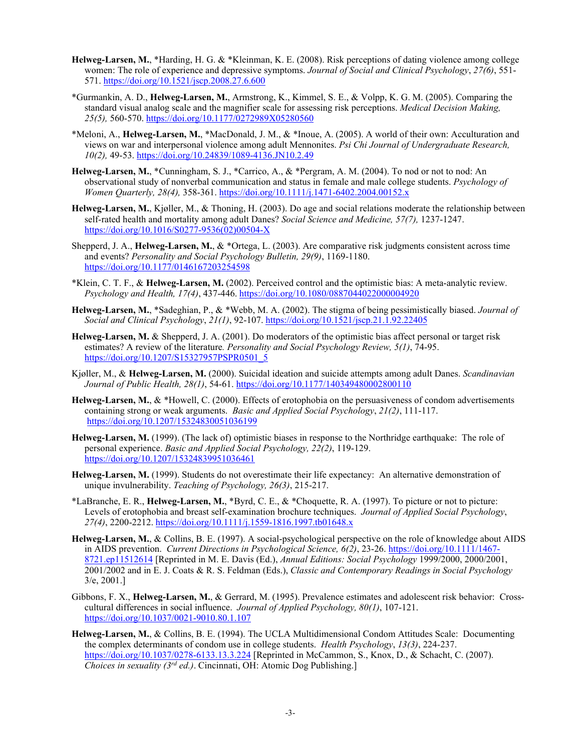**Helweg-Larsen, M.**, *Harding, H. G. & *Kleinman, K. E. (2008). Risk perceptions of dating violence among college women: The role of experience and depressive symptoms. *Journal of Social and Clinical Psychology*, *27(6)*, 551-571. https://doi.org/10.1521/jscp.2008.27.6.600

*Gurmankin, A. D., **Helweg-Larsen, M.**, Armstrong, K., Kimmel, S. E., & Volpp, K. G. M. (2005). Comparing the standard visual analog scale and the magnifier scale for assessing risk perceptions. *Medical Decision Making, 25(5),* 560-570. https://doi.org/10.1177/0272989X05280560

*Meloni, A., **Helweg-Larsen, M.**, *MacDonald, J. M., & *Inoue, A. (2005). A world of their own: Acculturation and views on war and interpersonal violence among adult Mennonites. *Psi Chi Journal of Undergraduate Research, 10(2),* 49-53. https://doi.org/10.24839/1089-4136.JN10.2.49

**Helweg-Larsen, M.**, *Cunningham, S. J., *Carrico, A., & *Pergram, A. M. (2004). To nod or not to nod: An observational study of nonverbal communication and status in female and male college students. *Psychology of Women Quarterly, 28(4),* 358-361. https://doi.org/10.1111/j.1471-6402.2004.00152.x

**Helweg-Larsen, M.**, Kjøller, M., & Thoning, H. (2003). Do age and social relations moderate the relationship between self-rated health and mortality among adult Danes? *Social Science and Medicine, 57(7),* 1237-1247. https://doi.org/10.1016/S0277-9536(02)00504-X

Shepperd, J. A., **Helweg-Larsen, M.**, & *Ortega, L. (2003). Are comparative risk judgments consistent across time and events? *Personality and Social Psychology Bulletin, 29(9)*, 1169-1180. https://doi.org/10.1177/0146167203254598

*Klein, C. T. F., & **Helweg-Larsen, M.** (2002). Perceived control and the optimistic bias: A meta-analytic review. *Psychology and Health, 17(4)*, 437-446. https://doi.org/10.1080/0887044022000004920

**Helweg-Larsen, M.**, *Sadeghian, P., & *Webb, M. A. (2002). The stigma of being pessimistically biased. *Journal of Social and Clinical Psychology*, *21(1)*, 92-107. https://doi.org/10.1521/jscp.21.1.92.22405

**Helweg-Larsen, M.** & Shepperd, J. A. (2001). Do moderators of the optimistic bias affect personal or target risk estimates? A review of the literature*. Personality and Social Psychology Review, 5(1)*, 74-95. https://doi.org/10.1207/S15327957PSPR0501_5

Kjøller, M., & **Helweg-Larsen, M.** (2000). Suicidal ideation and suicide attempts among adult Danes. *Scandinavian Journal of Public Health, 28(1)*, 54-61. https://doi.org/10.1177/140349480002800110

**Helweg-Larsen, M.**, & *Howell, C. (2000). Effects of erotophobia on the persuasiveness of condom advertisements containing strong or weak arguments. *Basic and Applied Social Psychology*, *21(2)*, 111-117. https://doi.org/10.1207/15324830051036199

**Helweg-Larsen, M.** (1999). (The lack of) optimistic biases in response to the Northridge earthquake: The role of personal experience. *Basic and Applied Social Psychology, 22(2)*, 119-129. https://doi.org/10.1207/15324839951036461

**Helweg-Larsen, M.** (1999). Students do not overestimate their life expectancy: An alternative demonstration of unique invulnerability. *Teaching of Psychology, 26(3)*, 215-217.

*LaBranche, E. R., **Helweg-Larsen, M.**, *Byrd, C. E., & *Choquette, R. A. (1997). To picture or not to picture: Levels of erotophobia and breast self-examination brochure techniques. *Journal of Applied Social Psychology*, *27(4)*, 2200-2212. https://doi.org/10.1111/j.1559-1816.1997.tb01648.x

**Helweg-Larsen, M.**, & Collins, B. E. (1997). A social-psychological perspective on the role of knowledge about AIDS in AIDS prevention. *Current Directions in Psychological Science, 6(2)*, 23-26. https://doi.org/10.1111/1467-8721.ep11512614 [Reprinted in M. E. Davis (Ed.), *Annual Editions: Social Psychology* 1999/2000, 2000/2001, 2001/2002 and in E. J. Coats & R. S. Feldman (Eds.), *Classic and Contemporary Readings in Social Psychology* 3/e, 2001.]

Gibbons, F. X., **Helweg-Larsen, M.**, & Gerrard, M. (1995). Prevalence estimates and adolescent risk behavior: Cross-cultural differences in social influence. *Journal of Applied Psychology, 80(1)*, 107-121. https://doi.org/10.1037/0021-9010.80.1.107

**Helweg-Larsen, M.**, & Collins, B. E. (1994). The UCLA Multidimensional Condom Attitudes Scale: Documenting the complex determinants of condom use in college students. *Health Psychology*, *13(3)*, 224-237. https://doi.org/10.1037/0278-6133.13.3.224 [Reprinted in McCammon, S., Knox, D., & Schacht, C. (2007). *Choices in sexuality (3rd ed.)*. Cincinnati, OH: Atomic Dog Publishing.]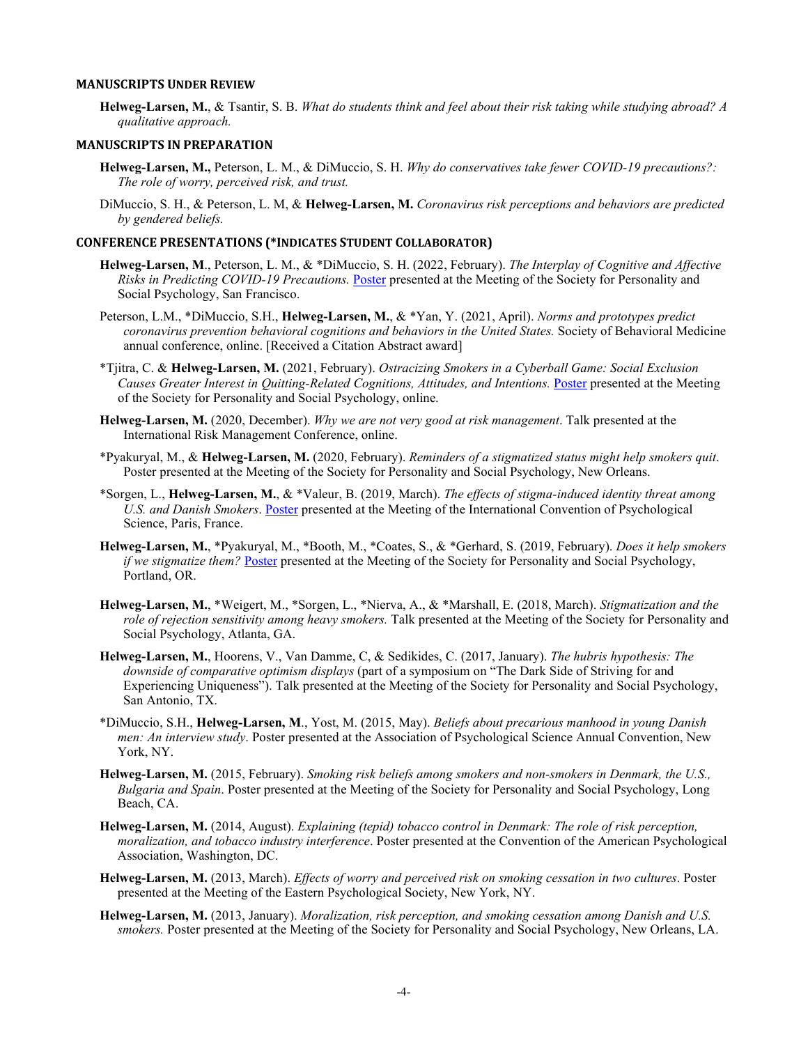## MANUSCRIPTS UNDER REVIEW

**Helweg-Larsen, M.**, & Tsantir, S. B. *What do students think and feel about their risk taking while studying abroad? A qualitative approach.*

## MANUSCRIPTS IN PREPARATION

**Helweg-Larsen, M.,** Peterson, L. M., & DiMuccio, S. H. *Why do conservatives take fewer COVID-19 precautions?: The role of worry, perceived risk, and trust.*

DiMuccio, S. H., & Peterson, L. M, & **Helweg-Larsen, M.** *Coronavirus risk perceptions and behaviors are predicted by gendered beliefs.*

## CONFERENCE PRESENTATIONS (*INDICATES STUDENT COLLABORATOR)

**Helweg-Larsen, M**., Peterson, L. M., & *DiMuccio, S. H. (2022, February). *The Interplay of Cognitive and Affective Risks in Predicting COVID-19 Precautions.* Poster presented at the Meeting of the Society for Personality and Social Psychology, San Francisco.

Peterson, L.M., *DiMuccio, S.H., **Helweg-Larsen, M.**, & *Yan, Y. (2021, April). *Norms and prototypes predict coronavirus prevention behavioral cognitions and behaviors in the United States.* Society of Behavioral Medicine annual conference, online. [Received a Citation Abstract award]

*Tjitra, C. & **Helweg-Larsen, M.** (2021, February). *Ostracizing Smokers in a Cyberball Game: Social Exclusion Causes Greater Interest in Quitting-Related Cognitions, Attitudes, and Intentions.* Poster presented at the Meeting of the Society for Personality and Social Psychology, online.

**Helweg-Larsen, M.** (2020, December). *Why we are not very good at risk management*. Talk presented at the International Risk Management Conference, online.

*Pyakuryal, M., & **Helweg-Larsen, M.** (2020, February). *Reminders of a stigmatized status might help smokers quit*. Poster presented at the Meeting of the Society for Personality and Social Psychology, New Orleans.

*Sorgen, L., **Helweg-Larsen, M.**, & *Valeur, B. (2019, March). *The effects of stigma-induced identity threat among U.S. and Danish Smokers*. Poster presented at the Meeting of the International Convention of Psychological Science, Paris, France.

**Helweg-Larsen, M.**, *Pyakuryal, M., *Booth, M., *Coates, S., & *Gerhard, S. (2019, February). *Does it help smokers if we stigmatize them?* Poster presented at the Meeting of the Society for Personality and Social Psychology, Portland, OR.

**Helweg-Larsen, M.**, *Weigert, M., *Sorgen, L., *Nierva, A., & *Marshall, E. (2018, March). *Stigmatization and the role of rejection sensitivity among heavy smokers.* Talk presented at the Meeting of the Society for Personality and Social Psychology, Atlanta, GA.

**Helweg-Larsen, M.**, Hoorens, V., Van Damme, C, & Sedikides, C. (2017, January). *The hubris hypothesis: The downside of comparative optimism displays* (part of a symposium on "The Dark Side of Striving for and Experiencing Uniqueness"). Talk presented at the Meeting of the Society for Personality and Social Psychology, San Antonio, TX.

*DiMuccio, S.H., **Helweg-Larsen, M**., Yost, M. (2015, May). *Beliefs about precarious manhood in young Danish men: An interview study*. Poster presented at the Association of Psychological Science Annual Convention, New York, NY.

**Helweg-Larsen, M.** (2015, February). *Smoking risk beliefs among smokers and non-smokers in Denmark, the U.S., Bulgaria and Spain*. Poster presented at the Meeting of the Society for Personality and Social Psychology, Long Beach, CA.

**Helweg-Larsen, M.** (2014, August). *Explaining (tepid) tobacco control in Denmark: The role of risk perception, moralization, and tobacco industry interference*. Poster presented at the Convention of the American Psychological Association, Washington, DC.

**Helweg-Larsen, M.** (2013, March). *Effects of worry and perceived risk on smoking cessation in two cultures*. Poster presented at the Meeting of the Eastern Psychological Society, New York, NY.

**Helweg-Larsen, M.** (2013, January). *Moralization, risk perception, and smoking cessation among Danish and U.S. smokers.* Poster presented at the Meeting of the Society for Personality and Social Psychology, New Orleans, LA.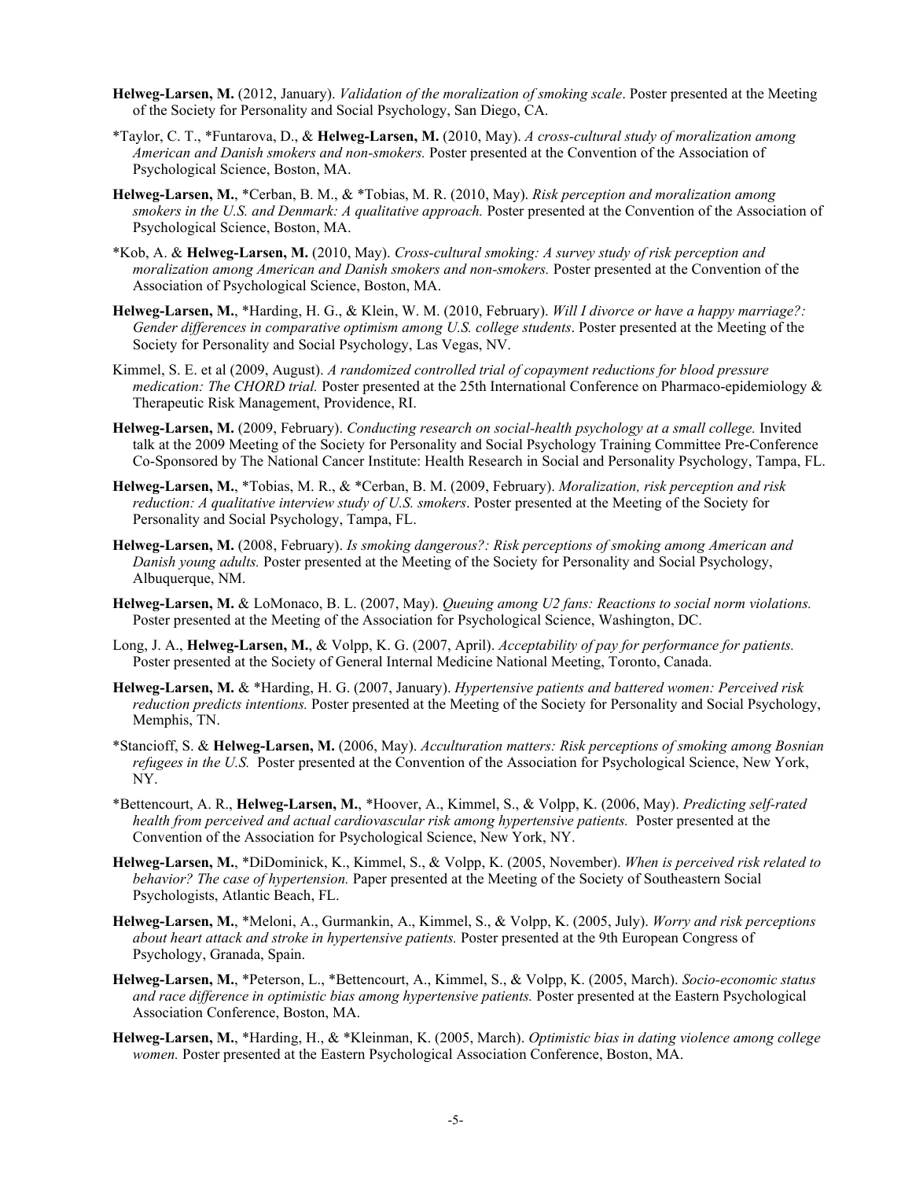**Helweg-Larsen, M.** (2012, January). *Validation of the moralization of smoking scale*. Poster presented at the Meeting of the Society for Personality and Social Psychology, San Diego, CA.

*Taylor, C. T., *Funtarova, D., & **Helweg-Larsen, M.** (2010, May). *A cross-cultural study of moralization among American and Danish smokers and non-smokers.* Poster presented at the Convention of the Association of Psychological Science, Boston, MA.

**Helweg-Larsen, M.**, *Cerban, B. M., & *Tobias, M. R. (2010, May). *Risk perception and moralization among smokers in the U.S. and Denmark: A qualitative approach.* Poster presented at the Convention of the Association of Psychological Science, Boston, MA.

*Kob, A. & **Helweg-Larsen, M.** (2010, May). *Cross-cultural smoking: A survey study of risk perception and moralization among American and Danish smokers and non-smokers.* Poster presented at the Convention of the Association of Psychological Science, Boston, MA.

**Helweg-Larsen, M.**, *Harding, H. G., & Klein, W. M. (2010, February). *Will I divorce or have a happy marriage?: Gender differences in comparative optimism among U.S. college students*. Poster presented at the Meeting of the Society for Personality and Social Psychology, Las Vegas, NV.

Kimmel, S. E. et al (2009, August). *A randomized controlled trial of copayment reductions for blood pressure medication: The CHORD trial.* Poster presented at the 25th International Conference on Pharmaco-epidemiology & Therapeutic Risk Management, Providence, RI.

**Helweg-Larsen, M.** (2009, February). *Conducting research on social-health psychology at a small college.* Invited talk at the 2009 Meeting of the Society for Personality and Social Psychology Training Committee Pre-Conference Co-Sponsored by The National Cancer Institute: Health Research in Social and Personality Psychology, Tampa, FL.

**Helweg-Larsen, M.**, *Tobias, M. R., & *Cerban, B. M. (2009, February). *Moralization, risk perception and risk reduction: A qualitative interview study of U.S. smokers*. Poster presented at the Meeting of the Society for Personality and Social Psychology, Tampa, FL.

**Helweg-Larsen, M.** (2008, February). *Is smoking dangerous?: Risk perceptions of smoking among American and Danish young adults.* Poster presented at the Meeting of the Society for Personality and Social Psychology, Albuquerque, NM.

**Helweg-Larsen, M.** & LoMonaco, B. L. (2007, May). *Queuing among U2 fans: Reactions to social norm violations.* Poster presented at the Meeting of the Association for Psychological Science, Washington, DC.

Long, J. A., **Helweg-Larsen, M.**, & Volpp, K. G. (2007, April). *Acceptability of pay for performance for patients.* Poster presented at the Society of General Internal Medicine National Meeting, Toronto, Canada.

**Helweg-Larsen, M.** & *Harding, H. G. (2007, January). *Hypertensive patients and battered women: Perceived risk reduction predicts intentions.* Poster presented at the Meeting of the Society for Personality and Social Psychology, Memphis, TN.

*Stancioff, S. & **Helweg-Larsen, M.** (2006, May). *Acculturation matters: Risk perceptions of smoking among Bosnian refugees in the U.S.* Poster presented at the Convention of the Association for Psychological Science, New York, NY.

*Bettencourt, A. R., **Helweg-Larsen, M.**, *Hoover, A., Kimmel, S., & Volpp, K. (2006, May). *Predicting self-rated health from perceived and actual cardiovascular risk among hypertensive patients.* Poster presented at the Convention of the Association for Psychological Science, New York, NY.

**Helweg-Larsen, M.**, *DiDominick, K., Kimmel, S., & Volpp, K. (2005, November). *When is perceived risk related to behavior? The case of hypertension.* Paper presented at the Meeting of the Society of Southeastern Social Psychologists, Atlantic Beach, FL.

**Helweg-Larsen, M.**, *Meloni, A., Gurmankin, A., Kimmel, S., & Volpp, K. (2005, July). *Worry and risk perceptions about heart attack and stroke in hypertensive patients.* Poster presented at the 9th European Congress of Psychology, Granada, Spain.

**Helweg-Larsen, M.**, *Peterson, L., *Bettencourt, A., Kimmel, S., & Volpp, K. (2005, March). *Socio-economic status and race difference in optimistic bias among hypertensive patients.* Poster presented at the Eastern Psychological Association Conference, Boston, MA.

**Helweg-Larsen, M.**, *Harding, H., & *Kleinman, K. (2005, March). *Optimistic bias in dating violence among college women.* Poster presented at the Eastern Psychological Association Conference, Boston, MA.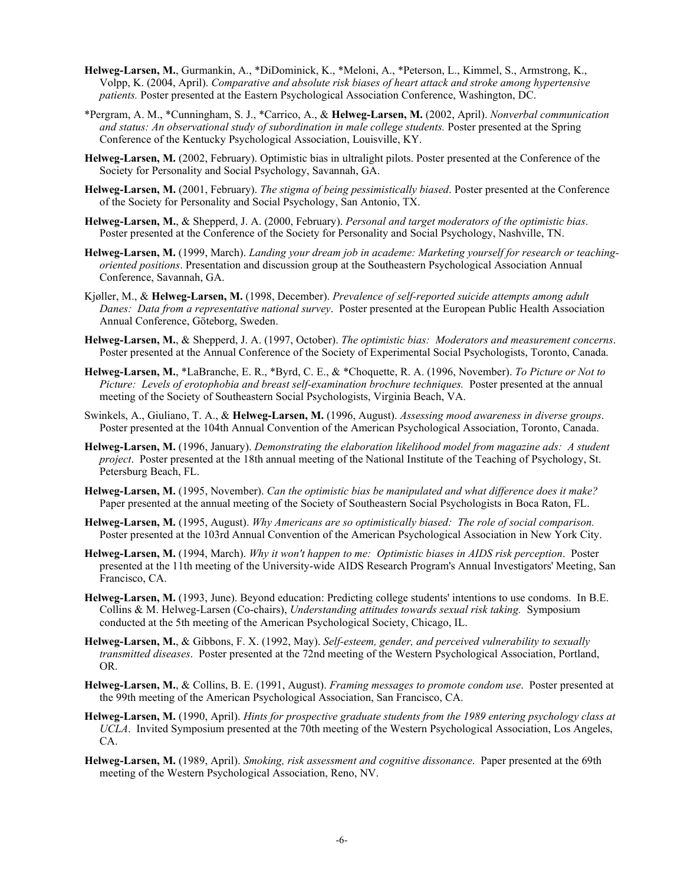**Helweg-Larsen, M.**, Gurmankin, A., *DiDominick, K., *Meloni, A., *Peterson, L., Kimmel, S., Armstrong, K., Volpp, K. (2004, April). *Comparative and absolute risk biases of heart attack and stroke among hypertensive patients.* Poster presented at the Eastern Psychological Association Conference, Washington, DC.

*Pergram, A. M., *Cunningham, S. J., *Carrico, A., & **Helweg-Larsen, M.** (2002, April). *Nonverbal communication and status: An observational study of subordination in male college students.* Poster presented at the Spring Conference of the Kentucky Psychological Association, Louisville, KY.

**Helweg-Larsen, M.** (2002, February). Optimistic bias in ultralight pilots. Poster presented at the Conference of the Society for Personality and Social Psychology, Savannah, GA.

**Helweg-Larsen, M.** (2001, February). *The stigma of being pessimistically biased*. Poster presented at the Conference of the Society for Personality and Social Psychology, San Antonio, TX.

**Helweg-Larsen, M.**, & Shepperd, J. A. (2000, February). *Personal and target moderators of the optimistic bias*. Poster presented at the Conference of the Society for Personality and Social Psychology, Nashville, TN.

**Helweg-Larsen, M.** (1999, March). *Landing your dream job in academe: Marketing yourself for research or teaching-oriented positions*. Presentation and discussion group at the Southeastern Psychological Association Annual Conference, Savannah, GA.

Kjøller, M., & **Helweg-Larsen, M.** (1998, December). *Prevalence of self-reported suicide attempts among adult Danes: Data from a representative national survey*. Poster presented at the European Public Health Association Annual Conference, Göteborg, Sweden.

**Helweg-Larsen, M.**, & Shepperd, J. A. (1997, October). *The optimistic bias: Moderators and measurement concerns*. Poster presented at the Annual Conference of the Society of Experimental Social Psychologists, Toronto, Canada.

**Helweg-Larsen, M.**, *LaBranche, E. R., *Byrd, C. E., & *Choquette, R. A. (1996, November). *To Picture or Not to Picture: Levels of erotophobia and breast self-examination brochure techniques.* Poster presented at the annual meeting of the Society of Southeastern Social Psychologists, Virginia Beach, VA.

Swinkels, A., Giuliano, T. A., & **Helweg-Larsen, M.** (1996, August). *Assessing mood awareness in diverse groups*. Poster presented at the 104th Annual Convention of the American Psychological Association, Toronto, Canada.

**Helweg-Larsen, M.** (1996, January). *Demonstrating the elaboration likelihood model from magazine ads: A student project*. Poster presented at the 18th annual meeting of the National Institute of the Teaching of Psychology, St. Petersburg Beach, FL.

**Helweg-Larsen, M.** (1995, November). *Can the optimistic bias be manipulated and what difference does it make?* Paper presented at the annual meeting of the Society of Southeastern Social Psychologists in Boca Raton, FL.

**Helweg-Larsen, M.** (1995, August). *Why Americans are so optimistically biased: The role of social comparison.* Poster presented at the 103rd Annual Convention of the American Psychological Association in New York City.

**Helweg-Larsen, M.** (1994, March). *Why it won't happen to me: Optimistic biases in AIDS risk perception*. Poster presented at the 11th meeting of the University-wide AIDS Research Program's Annual Investigators' Meeting, San Francisco, CA.

**Helweg-Larsen, M.** (1993, June). Beyond education: Predicting college students' intentions to use condoms. In B.E. Collins & M. Helweg-Larsen (Co-chairs), *Understanding attitudes towards sexual risk taking.* Symposium conducted at the 5th meeting of the American Psychological Society, Chicago, IL.

**Helweg-Larsen, M.**, & Gibbons, F. X. (1992, May). *Self-esteem, gender, and perceived vulnerability to sexually transmitted diseases*. Poster presented at the 72nd meeting of the Western Psychological Association, Portland, OR.

**Helweg-Larsen, M.**, & Collins, B. E. (1991, August). *Framing messages to promote condom use*. Poster presented at the 99th meeting of the American Psychological Association, San Francisco, CA.

**Helweg-Larsen, M.** (1990, April). *Hints for prospective graduate students from the 1989 entering psychology class at UCLA*. Invited Symposium presented at the 70th meeting of the Western Psychological Association, Los Angeles, CA.

**Helweg-Larsen, M.** (1989, April). *Smoking, risk assessment and cognitive dissonance*. Paper presented at the 69th meeting of the Western Psychological Association, Reno, NV.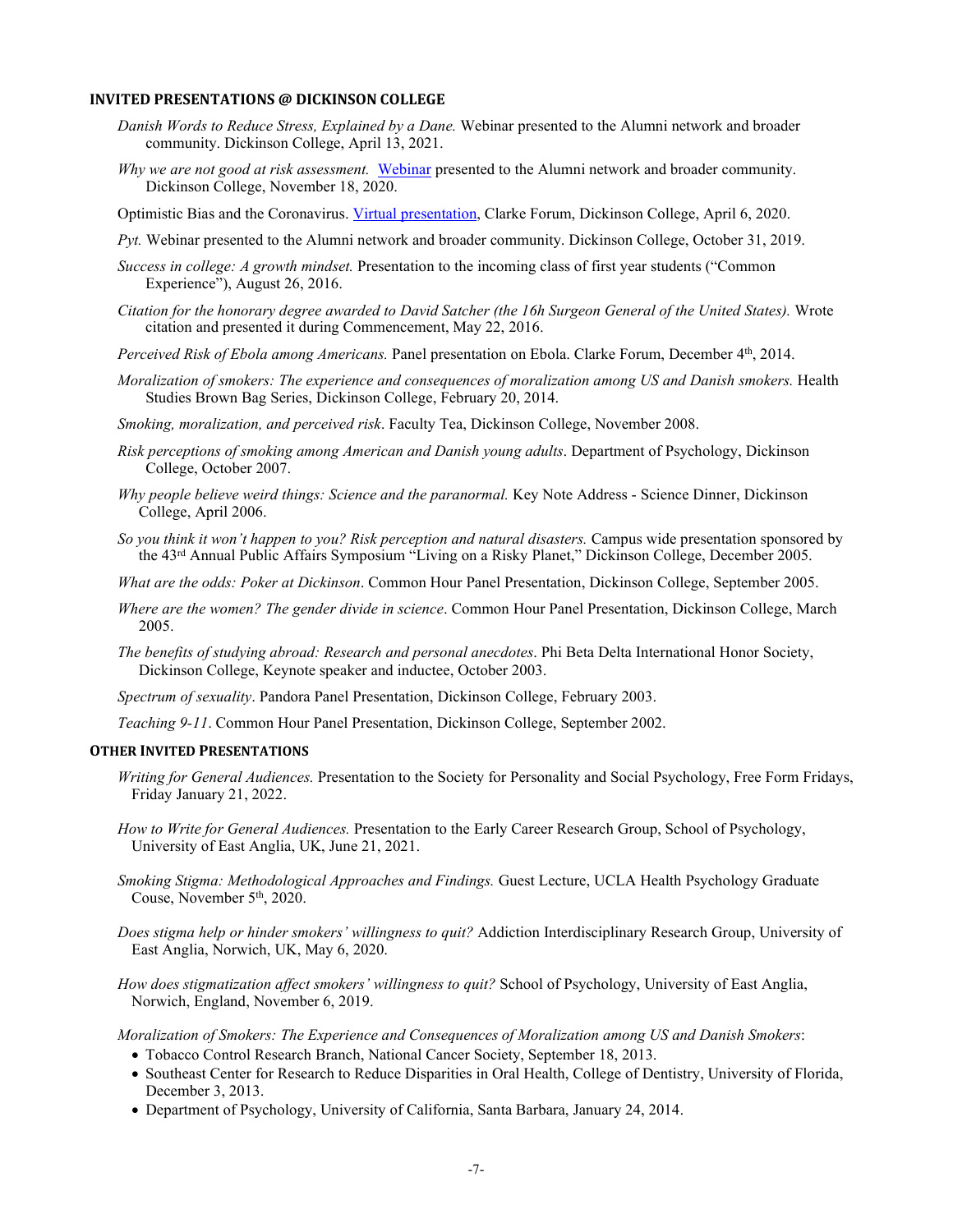## INVITED PRESENTATIONS @ DICKINSON COLLEGE

*Danish Words to Reduce Stress, Explained by a Dane.* Webinar presented to the Alumni network and broader community. Dickinson College, April 13, 2021.

*Why we are not good at risk assessment.* Webinar presented to the Alumni network and broader community. Dickinson College, November 18, 2020.

Optimistic Bias and the Coronavirus. Virtual presentation, Clarke Forum, Dickinson College, April 6, 2020.

*Pyt.* Webinar presented to the Alumni network and broader community. Dickinson College, October 31, 2019.

*Success in college: A growth mindset.* Presentation to the incoming class of first year students ("Common Experience"), August 26, 2016.

*Citation for the honorary degree awarded to David Satcher (the 16h Surgeon General of the United States).* Wrote citation and presented it during Commencement, May 22, 2016.

*Perceived Risk of Ebola among Americans.* Panel presentation on Ebola. Clarke Forum, December 4th, 2014.

*Moralization of smokers: The experience and consequences of moralization among US and Danish smokers.* Health Studies Brown Bag Series, Dickinson College, February 20, 2014.

*Smoking, moralization, and perceived risk*. Faculty Tea, Dickinson College, November 2008.

*Risk perceptions of smoking among American and Danish young adults*. Department of Psychology, Dickinson College, October 2007.

*Why people believe weird things: Science and the paranormal.* Key Note Address - Science Dinner, Dickinson College, April 2006.

*So you think it won't happen to you? Risk perception and natural disasters.* Campus wide presentation sponsored by the 43rd Annual Public Affairs Symposium "Living on a Risky Planet," Dickinson College, December 2005.

*What are the odds: Poker at Dickinson*. Common Hour Panel Presentation, Dickinson College, September 2005.

*Where are the women? The gender divide in science*. Common Hour Panel Presentation, Dickinson College, March 2005.

*The benefits of studying abroad: Research and personal anecdotes*. Phi Beta Delta International Honor Society, Dickinson College, Keynote speaker and inductee, October 2003.

*Spectrum of sexuality*. Pandora Panel Presentation, Dickinson College, February 2003.

*Teaching 9-11*. Common Hour Panel Presentation, Dickinson College, September 2002.

## OTHER INVITED PRESENTATIONS

*Writing for General Audiences.* Presentation to the Society for Personality and Social Psychology, Free Form Fridays, Friday January 21, 2022.

*How to Write for General Audiences.* Presentation to the Early Career Research Group, School of Psychology, University of East Anglia, UK, June 21, 2021.

*Smoking Stigma: Methodological Approaches and Findings.* Guest Lecture, UCLA Health Psychology Graduate Couse, November 5th, 2020.

*Does stigma help or hinder smokers' willingness to quit?* Addiction Interdisciplinary Research Group, University of East Anglia, Norwich, UK, May 6, 2020.

*How does stigmatization affect smokers' willingness to quit?* School of Psychology, University of East Anglia, Norwich, England, November 6, 2019.

*Moralization of Smokers: The Experience and Consequences of Moralization among US and Danish Smokers*:

- Tobacco Control Research Branch, National Cancer Society, September 18, 2013.
- Southeast Center for Research to Reduce Disparities in Oral Health, College of Dentistry, University of Florida, December 3, 2013.
- Department of Psychology, University of California, Santa Barbara, January 24, 2014.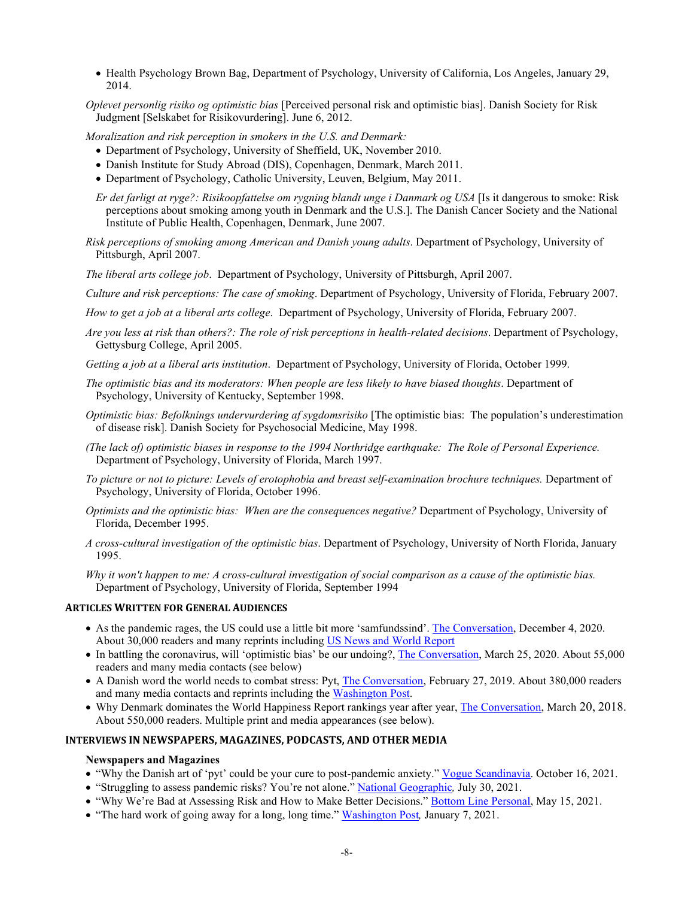- Health Psychology Brown Bag, Department of Psychology, University of California, Los Angeles, January 29, 2014.

*Oplevet personlig risiko og optimistic bias* [Perceived personal risk and optimistic bias]. Danish Society for Risk Judgment [Selskabet for Risikovurdering]. June 6, 2012.

*Moralization and risk perception in smokers in the U.S. and Denmark:*

- Department of Psychology, University of Sheffield, UK, November 2010.
- Danish Institute for Study Abroad (DIS), Copenhagen, Denmark, March 2011.
- Department of Psychology, Catholic University, Leuven, Belgium, May 2011.

*Er det farligt at ryge?: Risikoopfattelse om rygning blandt unge i Danmark og USA* [Is it dangerous to smoke: Risk perceptions about smoking among youth in Denmark and the U.S.]. The Danish Cancer Society and the National Institute of Public Health, Copenhagen, Denmark, June 2007.

*Risk perceptions of smoking among American and Danish young adults*. Department of Psychology, University of Pittsburgh, April 2007.

*The liberal arts college job*. Department of Psychology, University of Pittsburgh, April 2007.

*Culture and risk perceptions: The case of smoking*. Department of Psychology, University of Florida, February 2007.

*How to get a job at a liberal arts college*. Department of Psychology, University of Florida, February 2007.

*Are you less at risk than others?: The role of risk perceptions in health-related decisions*. Department of Psychology, Gettysburg College, April 2005.

*Getting a job at a liberal arts institution*. Department of Psychology, University of Florida, October 1999.

*The optimistic bias and its moderators: When people are less likely to have biased thoughts*. Department of Psychology, University of Kentucky, September 1998.

*Optimistic bias: Befolknings undervurdering af sygdomsrisiko* [The optimistic bias: The population's underestimation of disease risk]. Danish Society for Psychosocial Medicine, May 1998.

*(The lack of) optimistic biases in response to the 1994 Northridge earthquake: The Role of Personal Experience.* Department of Psychology, University of Florida, March 1997.

*To picture or not to picture: Levels of erotophobia and breast self-examination brochure techniques.* Department of Psychology, University of Florida, October 1996.

*Optimists and the optimistic bias: When are the consequences negative?* Department of Psychology, University of Florida, December 1995.

*A cross-cultural investigation of the optimistic bias*. Department of Psychology, University of North Florida, January 1995.

*Why it won't happen to me: A cross-cultural investigation of social comparison as a cause of the optimistic bias.* Department of Psychology, University of Florida, September 1994

## ARTICLES WRITTEN FOR GENERAL AUDIENCES

- As the pandemic rages, the US could use a little bit more 'samfundssind'. The Conversation, December 4, 2020. About 30,000 readers and many reprints including US News and World Report
- In battling the coronavirus, will 'optimistic bias' be our undoing?, The Conversation, March 25, 2020. About 55,000 readers and many media contacts (see below)
- A Danish word the world needs to combat stress: Pyt, The Conversation, February 27, 2019. About 380,000 readers and many media contacts and reprints including the Washington Post.
- Why Denmark dominates the World Happiness Report rankings year after year, The Conversation, March 20, 2018. About 550,000 readers. Multiple print and media appearances (see below).

## INTERVIEWS IN NEWSPAPERS, MAGAZINES, PODCASTS, AND OTHER MEDIA

### Newspapers and Magazines

- "Why the Danish art of 'pyt' could be your cure to post-pandemic anxiety." Vogue Scandinavia. October 16, 2021.
- "Struggling to assess pandemic risks? You're not alone." *National Geographic,* July 30, 2021.
- "Why We're Bad at Assessing Risk and How to Make Better Decisions." Bottom Line Personal, May 15, 2021.
- "The hard work of going away for a long, long time." *Washington Post,* January 7, 2021.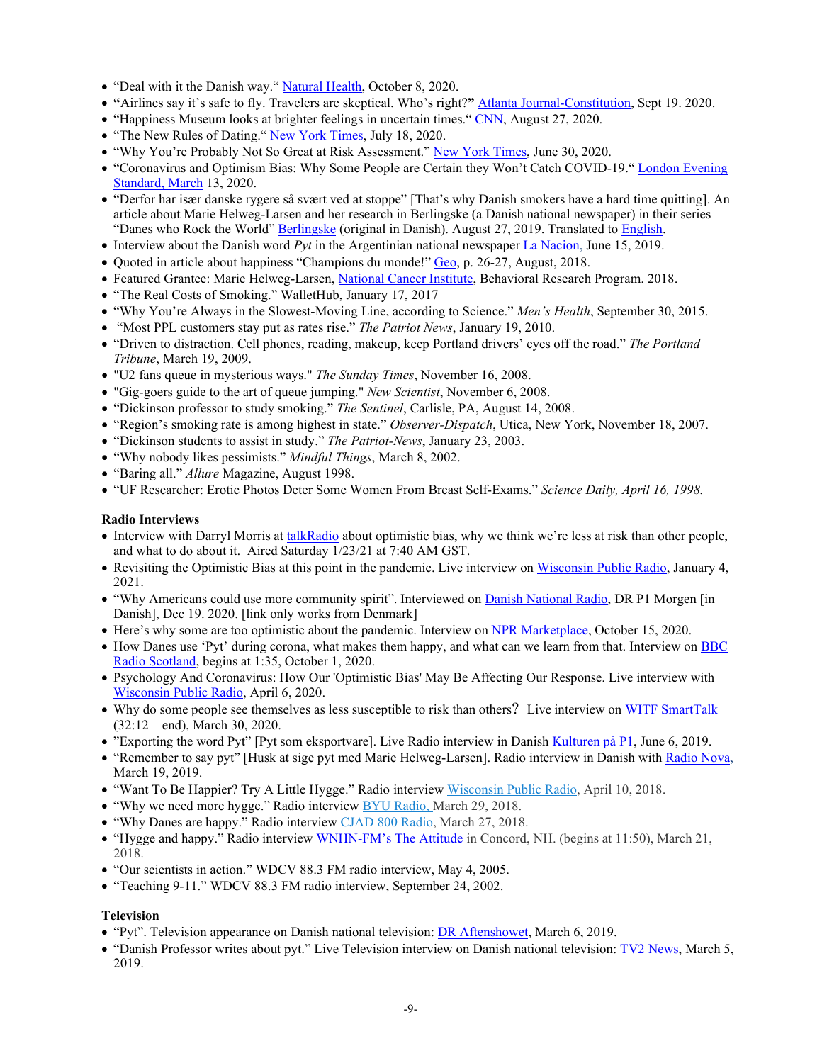- "Deal with it the Danish way." Natural Health, October 8, 2020.
- **"**Airlines say it's safe to fly. Travelers are skeptical. Who's right?**"** Atlanta Journal-Constitution, Sept 19. 2020.
- "Happiness Museum looks at brighter feelings in uncertain times." CNN, August 27, 2020.
- "The New Rules of Dating." New York Times, July 18, 2020.
- "Why You're Probably Not So Great at Risk Assessment." New York Times, June 30, 2020.
- "Coronavirus and Optimism Bias: Why Some People are Certain they Won't Catch COVID-19." London Evening Standard, March 13, 2020.
- "Derfor har især danske rygere så svært ved at stoppe" [That's why Danish smokers have a hard time quitting]. An article about Marie Helweg-Larsen and her research in Berlingske (a Danish national newspaper) in their series "Danes who Rock the World" Berlingske (original in Danish). August 27, 2019. Translated to English.
- Interview about the Danish word *Pyt* in the Argentinian national newspaper La Nacion, June 15, 2019.
- Quoted in article about happiness "Champions du monde!" Geo, p. 26-27, August, 2018.
- Featured Grantee: Marie Helweg-Larsen, National Cancer Institute, Behavioral Research Program. 2018.
- "The Real Costs of Smoking." WalletHub, January 17, 2017
- "Why You're Always in the Slowest-Moving Line, according to Science." *Men's Health*, September 30, 2015.
- "Most PPL customers stay put as rates rise." *The Patriot News*, January 19, 2010.
- "Driven to distraction. Cell phones, reading, makeup, keep Portland drivers' eyes off the road." *The Portland Tribune*, March 19, 2009.
- "U2 fans queue in mysterious ways." *The Sunday Times*, November 16, 2008.
- "Gig-goers guide to the art of queue jumping." *New Scientist*, November 6, 2008.
- "Dickinson professor to study smoking." *The Sentinel*, Carlisle, PA, August 14, 2008.
- "Region's smoking rate is among highest in state." *Observer-Dispatch*, Utica, New York, November 18, 2007.
- "Dickinson students to assist in study." *The Patriot-News*, January 23, 2003.
- "Why nobody likes pessimists." *Mindful Things*, March 8, 2002.
- "Baring all." *Allure* Magazine, August 1998.
- "UF Researcher: Erotic Photos Deter Some Women From Breast Self-Exams." *Science Daily, April 16, 1998.*

**Radio Interviews**

- Interview with Darryl Morris at talkRadio about optimistic bias, why we think we're less at risk than other people, and what to do about it. Aired Saturday 1/23/21 at 7:40 AM GST.
- Revisiting the Optimistic Bias at this point in the pandemic. Live interview on Wisconsin Public Radio, January 4, 2021.
- "Why Americans could use more community spirit". Interviewed on Danish National Radio, DR P1 Morgen [in Danish], Dec 19. 2020. [link only works from Denmark]
- Here's why some are too optimistic about the pandemic. Interview on NPR Marketplace, October 15, 2020.
- How Danes use 'Pyt' during corona, what makes them happy, and what can we learn from that. Interview on BBC Radio Scotland, begins at 1:35, October 1, 2020.
- Psychology And Coronavirus: How Our 'Optimistic Bias' May Be Affecting Our Response. Live interview with Wisconsin Public Radio, April 6, 2020.
- Why do some people see themselves as less susceptible to risk than others? Live interview on WITF SmartTalk (32:12 – end), March 30, 2020.
- "Exporting the word Pyt" [Pyt som eksportvare]. Live Radio interview in Danish Kulturen på P1, June 6, 2019.
- "Remember to say pyt" [Husk at sige pyt med Marie Helweg-Larsen]. Radio interview in Danish with Radio Nova, March 19, 2019.
- "Want To Be Happier? Try A Little Hygge." Radio interview Wisconsin Public Radio, April 10, 2018.
- "Why we need more hygge." Radio interview BYU Radio, March 29, 2018.
- "Why Danes are happy." Radio interview CJAD 800 Radio, March 27, 2018.
- "Hygge and happy." Radio interview WNHN-FM's The Attitude in Concord, NH. (begins at 11:50), March 21, 2018.
- "Our scientists in action." WDCV 88.3 FM radio interview, May 4, 2005.
- "Teaching 9-11." WDCV 88.3 FM radio interview, September 24, 2002.

**Television**

- "Pyt". Television appearance on Danish national television: DR Aftenshowet, March 6, 2019.
- "Danish Professor writes about pyt." Live Television interview on Danish national television: TV2 News, March 5, 2019.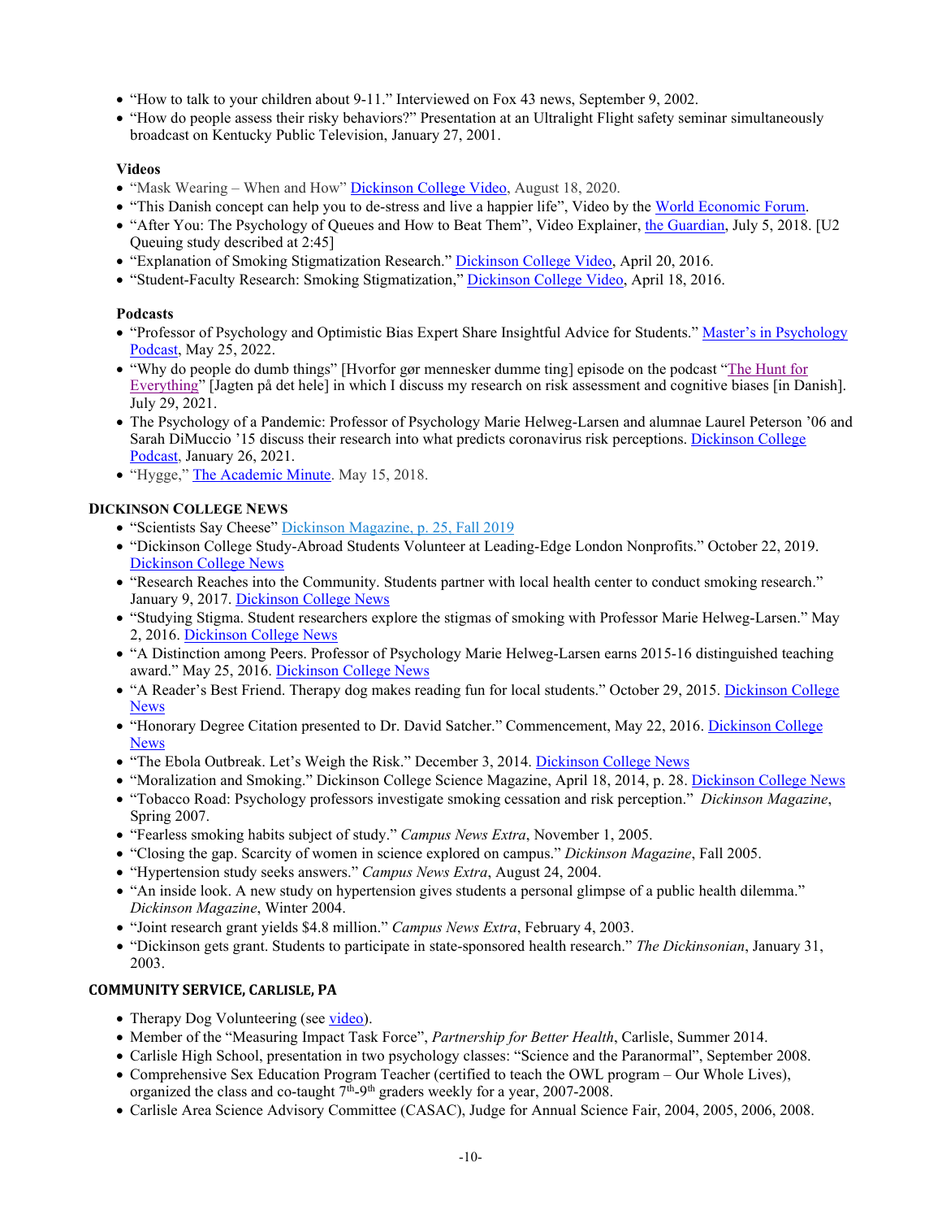- "How to talk to your children about 9-11." Interviewed on Fox 43 news, September 9, 2002.
- "How do people assess their risky behaviors?" Presentation at an Ultralight Flight safety seminar simultaneously broadcast on Kentucky Public Television, January 27, 2001.

**Videos**

- "Mask Wearing – When and How" Dickinson College Video, August 18, 2020.
- "This Danish concept can help you to de-stress and live a happier life", Video by the World Economic Forum.
- "After You: The Psychology of Queues and How to Beat Them", Video Explainer, the Guardian, July 5, 2018. [U2 Queuing study described at 2:45]
- "Explanation of Smoking Stigmatization Research." Dickinson College Video, April 20, 2016.
- "Student-Faculty Research: Smoking Stigmatization," Dickinson College Video, April 18, 2016.

**Podcasts**

- "Professor of Psychology and Optimistic Bias Expert Share Insightful Advice for Students." Master's in Psychology Podcast, May 25, 2022.
- "Why do people do dumb things" [Hvorfor gør mennesker dumme ting] episode on the podcast "The Hunt for Everything" [Jagten på det hele] in which I discuss my research on risk assessment and cognitive biases [in Danish]. July 29, 2021.
- The Psychology of a Pandemic: Professor of Psychology Marie Helweg-Larsen and alumnae Laurel Peterson '06 and Sarah DiMuccio '15 discuss their research into what predicts coronavirus risk perceptions. Dickinson College Podcast, January 26, 2021.
- "Hygge," The Academic Minute. May 15, 2018.

## DICKINSON COLLEGE NEWS

- "Scientists Say Cheese" Dickinson Magazine, p. 25, Fall 2019
- "Dickinson College Study-Abroad Students Volunteer at Leading-Edge London Nonprofits." October 22, 2019. Dickinson College News
- "Research Reaches into the Community. Students partner with local health center to conduct smoking research." January 9, 2017. Dickinson College News
- "Studying Stigma. Student researchers explore the stigmas of smoking with Professor Marie Helweg-Larsen." May 2, 2016. Dickinson College News
- "A Distinction among Peers. Professor of Psychology Marie Helweg-Larsen earns 2015-16 distinguished teaching award." May 25, 2016. Dickinson College News
- "A Reader's Best Friend. Therapy dog makes reading fun for local students." October 29, 2015. Dickinson College News
- "Honorary Degree Citation presented to Dr. David Satcher." Commencement, May 22, 2016. Dickinson College News
- "The Ebola Outbreak. Let's Weigh the Risk." December 3, 2014. Dickinson College News
- "Moralization and Smoking." Dickinson College Science Magazine, April 18, 2014, p. 28. Dickinson College News
- "Tobacco Road: Psychology professors investigate smoking cessation and risk perception." *Dickinson Magazine*, Spring 2007.
- "Fearless smoking habits subject of study." *Campus News Extra*, November 1, 2005.
- "Closing the gap. Scarcity of women in science explored on campus." *Dickinson Magazine*, Fall 2005.
- "Hypertension study seeks answers." *Campus News Extra*, August 24, 2004.
- "An inside look. A new study on hypertension gives students a personal glimpse of a public health dilemma." *Dickinson Magazine*, Winter 2004.
- "Joint research grant yields $4.8 million." *Campus News Extra*, February 4, 2003.
- "Dickinson gets grant. Students to participate in state-sponsored health research." *The Dickinsonian*, January 31, 2003.

## COMMUNITY SERVICE, CARLISLE, PA

- Therapy Dog Volunteering (see video).
- Member of the "Measuring Impact Task Force", *Partnership for Better Health*, Carlisle, Summer 2014.
- Carlisle High School, presentation in two psychology classes: "Science and the Paranormal", September 2008.
- Comprehensive Sex Education Program Teacher (certified to teach the OWL program – Our Whole Lives), organized the class and co-taught 7th-9th graders weekly for a year, 2007-2008.
- Carlisle Area Science Advisory Committee (CASAC), Judge for Annual Science Fair, 2004, 2005, 2006, 2008.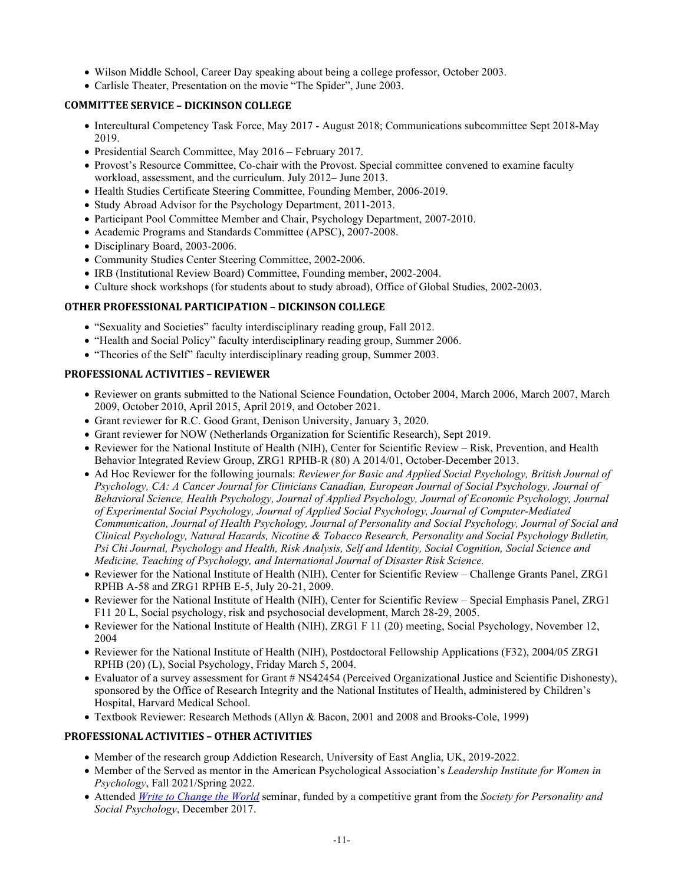- Wilson Middle School, Career Day speaking about being a college professor, October 2003.
- Carlisle Theater, Presentation on the movie "The Spider", June 2003.

#### COMMITTEE SERVICE – DICKINSON COLLEGE

- Intercultural Competency Task Force, May 2017 - August 2018; Communications subcommittee Sept 2018-May 2019.
- Presidential Search Committee, May 2016 – February 2017.
- Provost's Resource Committee, Co-chair with the Provost. Special committee convened to examine faculty workload, assessment, and the curriculum. July 2012– June 2013.
- Health Studies Certificate Steering Committee, Founding Member, 2006-2019.
- Study Abroad Advisor for the Psychology Department, 2011-2013.
- Participant Pool Committee Member and Chair, Psychology Department, 2007-2010.
- Academic Programs and Standards Committee (APSC), 2007-2008.
- Disciplinary Board, 2003-2006.
- Community Studies Center Steering Committee, 2002-2006.
- IRB (Institutional Review Board) Committee, Founding member, 2002-2004.
- Culture shock workshops (for students about to study abroad), Office of Global Studies, 2002-2003.

#### OTHER PROFESSIONAL PARTICIPATION – DICKINSON COLLEGE

- "Sexuality and Societies" faculty interdisciplinary reading group, Fall 2012.
- "Health and Social Policy" faculty interdisciplinary reading group, Summer 2006.
- "Theories of the Self" faculty interdisciplinary reading group, Summer 2003.

#### PROFESSIONAL ACTIVITIES – REVIEWER

- Reviewer on grants submitted to the National Science Foundation, October 2004, March 2006, March 2007, March 2009, October 2010, April 2015, April 2019, and October 2021.
- Grant reviewer for R.C. Good Grant, Denison University, January 3, 2020.
- Grant reviewer for NOW (Netherlands Organization for Scientific Research), Sept 2019.
- Reviewer for the National Institute of Health (NIH), Center for Scientific Review – Risk, Prevention, and Health Behavior Integrated Review Group, ZRG1 RPHB-R (80) A 2014/01, October-December 2013.
- Ad Hoc Reviewer for the following journals: *Reviewer for Basic and Applied Social Psychology, British Journal of Psychology, CA: A Cancer Journal for Clinicians Canadian, European Journal of Social Psychology, Journal of Behavioral Science, Health Psychology, Journal of Applied Psychology, Journal of Economic Psychology, Journal of Experimental Social Psychology, Journal of Applied Social Psychology, Journal of Computer-Mediated Communication, Journal of Health Psychology, Journal of Personality and Social Psychology, Journal of Social and Clinical Psychology, Natural Hazards, Nicotine & Tobacco Research, Personality and Social Psychology Bulletin, Psi Chi Journal, Psychology and Health, Risk Analysis, Self and Identity, Social Cognition, Social Science and Medicine, Teaching of Psychology, and International Journal of Disaster Risk Science.*
- Reviewer for the National Institute of Health (NIH), Center for Scientific Review – Challenge Grants Panel, ZRG1 RPHB A-58 and ZRG1 RPHB E-5, July 20-21, 2009.
- Reviewer for the National Institute of Health (NIH), Center for Scientific Review – Special Emphasis Panel, ZRG1 F11 20 L, Social psychology, risk and psychosocial development, March 28-29, 2005.
- Reviewer for the National Institute of Health (NIH), ZRG1 F 11 (20) meeting, Social Psychology, November 12, 2004
- Reviewer for the National Institute of Health (NIH), Postdoctoral Fellowship Applications (F32), 2004/05 ZRG1 RPHB (20) (L), Social Psychology, Friday March 5, 2004.
- Evaluator of a survey assessment for Grant # NS42454 (Perceived Organizational Justice and Scientific Dishonesty), sponsored by the Office of Research Integrity and the National Institutes of Health, administered by Children's Hospital, Harvard Medical School.
- Textbook Reviewer: Research Methods (Allyn & Bacon, 2001 and 2008 and Brooks-Cole, 1999)

#### PROFESSIONAL ACTIVITIES – OTHER ACTIVITIES

- Member of the research group Addiction Research, University of East Anglia, UK, 2019-2022.
- Member of the Served as mentor in the American Psychological Association's *Leadership Institute for Women in Psychology*, Fall 2021/Spring 2022.
- Attended *Write to Change the World* seminar, funded by a competitive grant from the *Society for Personality and Social Psychology*, December 2017.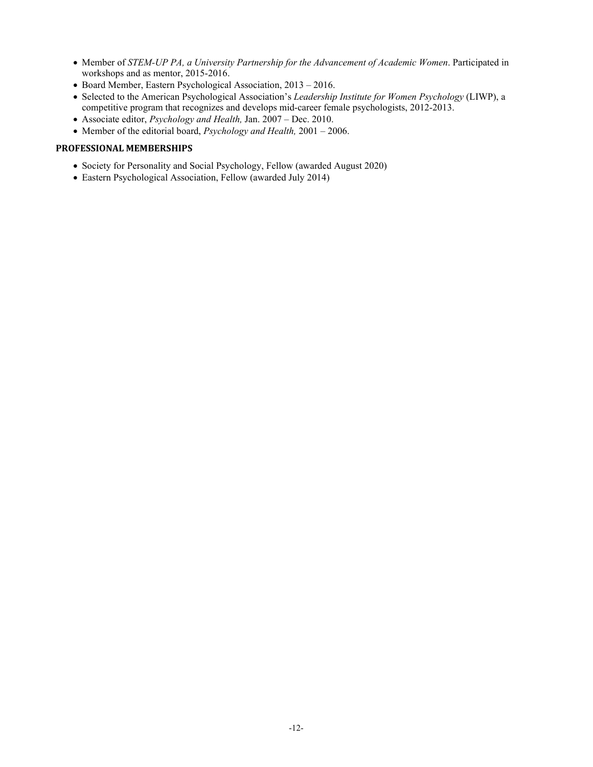- Member of *STEM-UP PA, a University Partnership for the Advancement of Academic Women*. Participated in workshops and as mentor, 2015-2016.
- Board Member, Eastern Psychological Association, 2013 – 2016.
- Selected to the American Psychological Association's *Leadership Institute for Women Psychology* (LIWP), a competitive program that recognizes and develops mid-career female psychologists, 2012-2013.
- Associate editor, *Psychology and Health,* Jan. 2007 – Dec. 2010.
- Member of the editorial board, *Psychology and Health,* 2001 – 2006.

**PROFESSIONAL MEMBERSHIPS**

- Society for Personality and Social Psychology, Fellow (awarded August 2020)
- Eastern Psychological Association, Fellow (awarded July 2014)